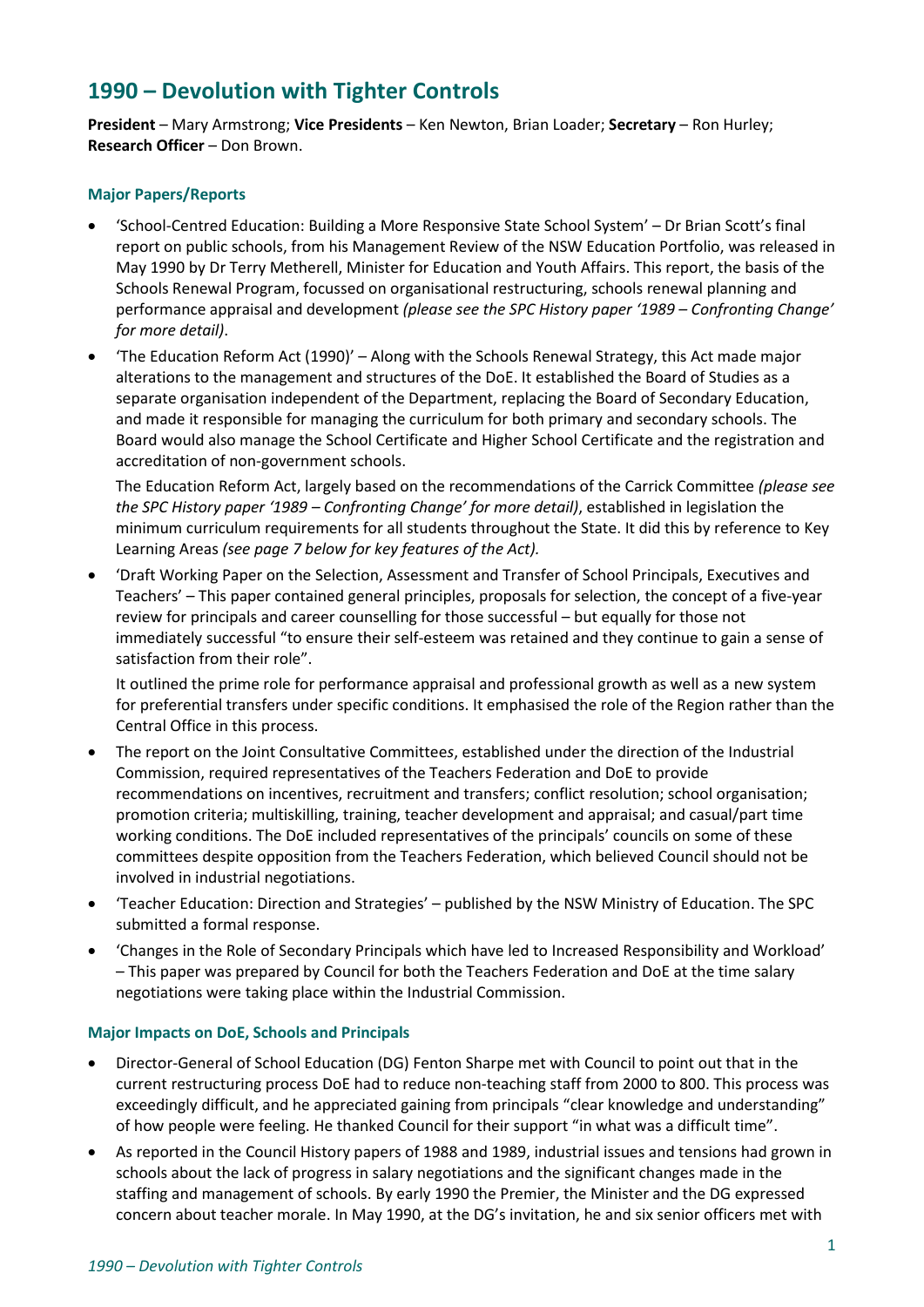# 1990 – Devolution with Tighter Controls

**President** – Mary Armstrong; **Vice Presidents** – Ken Newton, Brian Loader; **Secretary** – Ron Hurley; **Research Officer** – Don Brown.

### Major Papers/Reports

- 'School-Centred Education: Building a More Responsive State School System' – Dr Brian Scott's final report on public schools, from his Management Review of the NSW Education Portfolio, was released in May 1990 by Dr Terry Metherell, Minister for Education and Youth Affairs. This report, the basis of the Schools Renewal Program, focussed on organisational restructuring, schools renewal planning and performance appraisal and development *(please see the SPC History paper '1989 – Confronting Change' for more detail)*.
- 'The Education Reform Act (1990)' – Along with the Schools Renewal Strategy, this Act made major alterations to the management and structures of the DoE. It established the Board of Studies as a separate organisation independent of the Department, replacing the Board of Secondary Education, and made it responsible for managing the curriculum for both primary and secondary schools. The Board would also manage the School Certificate and Higher School Certificate and the registration and accreditation of non-government schools.

  The Education Reform Act, largely based on the recommendations of the Carrick Committee *(please see the SPC History paper '1989 – Confronting Change' for more detail)*, established in legislation the minimum curriculum requirements for all students throughout the State. It did this by reference to Key Learning Areas *(see page 7 below for key features of the Act).*
- 'Draft Working Paper on the Selection, Assessment and Transfer of School Principals, Executives and Teachers' – This paper contained general principles, proposals for selection, the concept of a five-year review for principals and career counselling for those successful – but equally for those not immediately successful "to ensure their self-esteem was retained and they continue to gain a sense of satisfaction from their role".

  It outlined the prime role for performance appraisal and professional growth as well as a new system for preferential transfers under specific conditions. It emphasised the role of the Region rather than the Central Office in this process.
- The report on the Joint Consultative Committees, established under the direction of the Industrial Commission, required representatives of the Teachers Federation and DoE to provide recommendations on incentives, recruitment and transfers; conflict resolution; school organisation; promotion criteria; multiskilling, training, teacher development and appraisal; and casual/part time working conditions. The DoE included representatives of the principals' councils on some of these committees despite opposition from the Teachers Federation, which believed Council should not be involved in industrial negotiations.
- 'Teacher Education: Direction and Strategies' – published by the NSW Ministry of Education. The SPC submitted a formal response.
- 'Changes in the Role of Secondary Principals which have led to Increased Responsibility and Workload' – This paper was prepared by Council for both the Teachers Federation and DoE at the time salary negotiations were taking place within the Industrial Commission.

### Major Impacts on DoE, Schools and Principals

- Director-General of School Education (DG) Fenton Sharpe met with Council to point out that in the current restructuring process DoE had to reduce non-teaching staff from 2000 to 800. This process was exceedingly difficult, and he appreciated gaining from principals "clear knowledge and understanding" of how people were feeling. He thanked Council for their support "in what was a difficult time".
- As reported in the Council History papers of 1988 and 1989, industrial issues and tensions had grown in schools about the lack of progress in salary negotiations and the significant changes made in the staffing and management of schools. By early 1990 the Premier, the Minister and the DG expressed concern about teacher morale. In May 1990, at the DG's invitation, he and six senior officers met with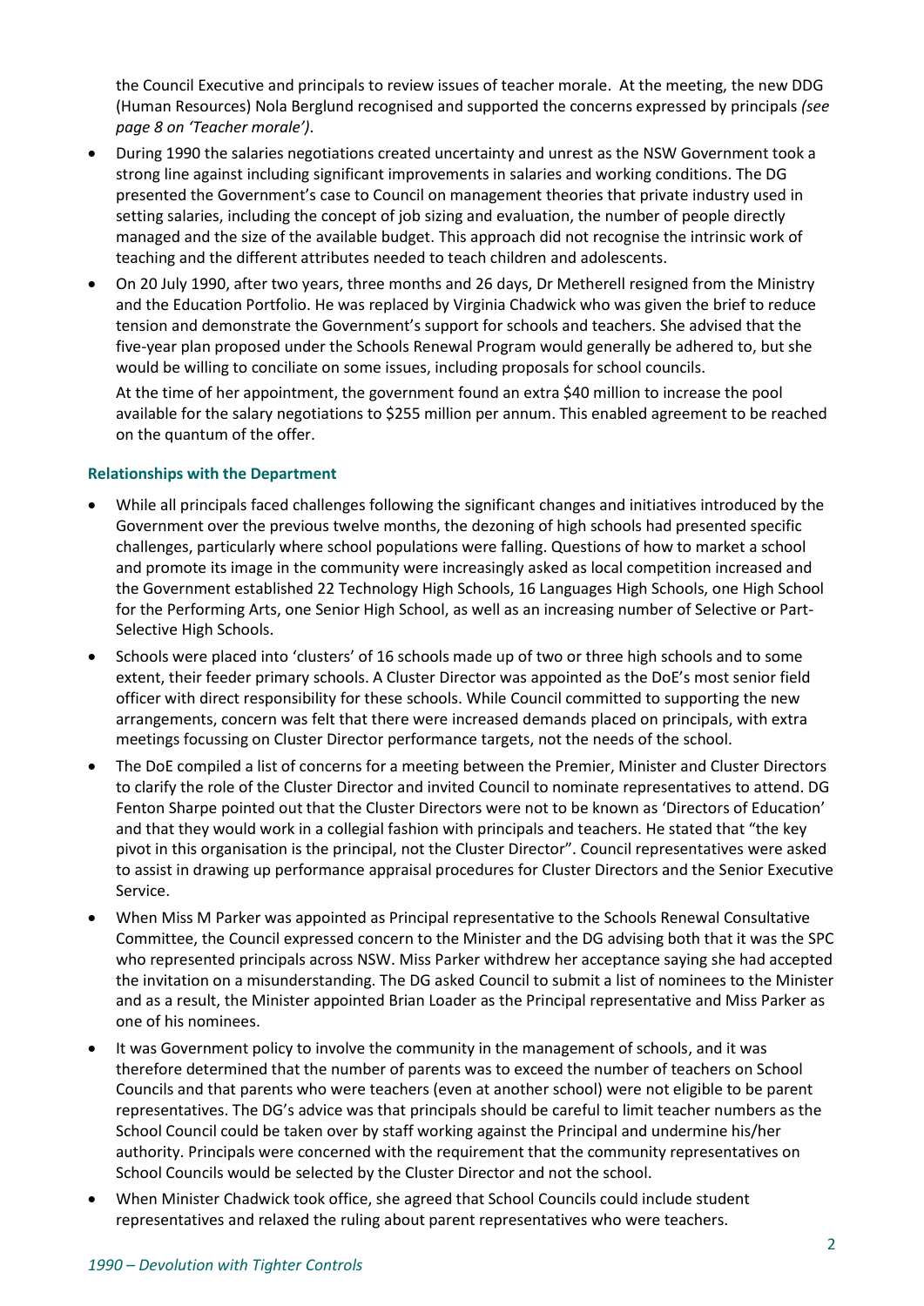the Council Executive and principals to review issues of teacher morale. At the meeting, the new DDG (Human Resources) Nola Berglund recognised and supported the concerns expressed by principals *(see page 8 on 'Teacher morale')*.

- During 1990 the salaries negotiations created uncertainty and unrest as the NSW Government took a strong line against including significant improvements in salaries and working conditions. The DG presented the Government's case to Council on management theories that private industry used in setting salaries, including the concept of job sizing and evaluation, the number of people directly managed and the size of the available budget. This approach did not recognise the intrinsic work of teaching and the different attributes needed to teach children and adolescents.
- On 20 July 1990, after two years, three months and 26 days, Dr Metherell resigned from the Ministry and the Education Portfolio. He was replaced by Virginia Chadwick who was given the brief to reduce tension and demonstrate the Government's support for schools and teachers. She advised that the five-year plan proposed under the Schools Renewal Program would generally be adhered to, but she would be willing to conciliate on some issues, including proposals for school councils.

  At the time of her appointment, the government found an extra $40 million to increase the pool available for the salary negotiations to $255 million per annum. This enabled agreement to be reached on the quantum of the offer.

### Relationships with the Department

- While all principals faced challenges following the significant changes and initiatives introduced by the Government over the previous twelve months, the dezoning of high schools had presented specific challenges, particularly where school populations were falling. Questions of how to market a school and promote its image in the community were increasingly asked as local competition increased and the Government established 22 Technology High Schools, 16 Languages High Schools, one High School for the Performing Arts, one Senior High School, as well as an increasing number of Selective or Part-Selective High Schools.
- Schools were placed into 'clusters' of 16 schools made up of two or three high schools and to some extent, their feeder primary schools. A Cluster Director was appointed as the DoE's most senior field officer with direct responsibility for these schools. While Council committed to supporting the new arrangements, concern was felt that there were increased demands placed on principals, with extra meetings focussing on Cluster Director performance targets, not the needs of the school.
- The DoE compiled a list of concerns for a meeting between the Premier, Minister and Cluster Directors to clarify the role of the Cluster Director and invited Council to nominate representatives to attend. DG Fenton Sharpe pointed out that the Cluster Directors were not to be known as 'Directors of Education' and that they would work in a collegial fashion with principals and teachers. He stated that "the key pivot in this organisation is the principal, not the Cluster Director". Council representatives were asked to assist in drawing up performance appraisal procedures for Cluster Directors and the Senior Executive Service.
- When Miss M Parker was appointed as Principal representative to the Schools Renewal Consultative Committee, the Council expressed concern to the Minister and the DG advising both that it was the SPC who represented principals across NSW. Miss Parker withdrew her acceptance saying she had accepted the invitation on a misunderstanding. The DG asked Council to submit a list of nominees to the Minister and as a result, the Minister appointed Brian Loader as the Principal representative and Miss Parker as one of his nominees.
- It was Government policy to involve the community in the management of schools, and it was therefore determined that the number of parents was to exceed the number of teachers on School Councils and that parents who were teachers (even at another school) were not eligible to be parent representatives. The DG's advice was that principals should be careful to limit teacher numbers as the School Council could be taken over by staff working against the Principal and undermine his/her authority. Principals were concerned with the requirement that the community representatives on School Councils would be selected by the Cluster Director and not the school.
- When Minister Chadwick took office, she agreed that School Councils could include student representatives and relaxed the ruling about parent representatives who were teachers.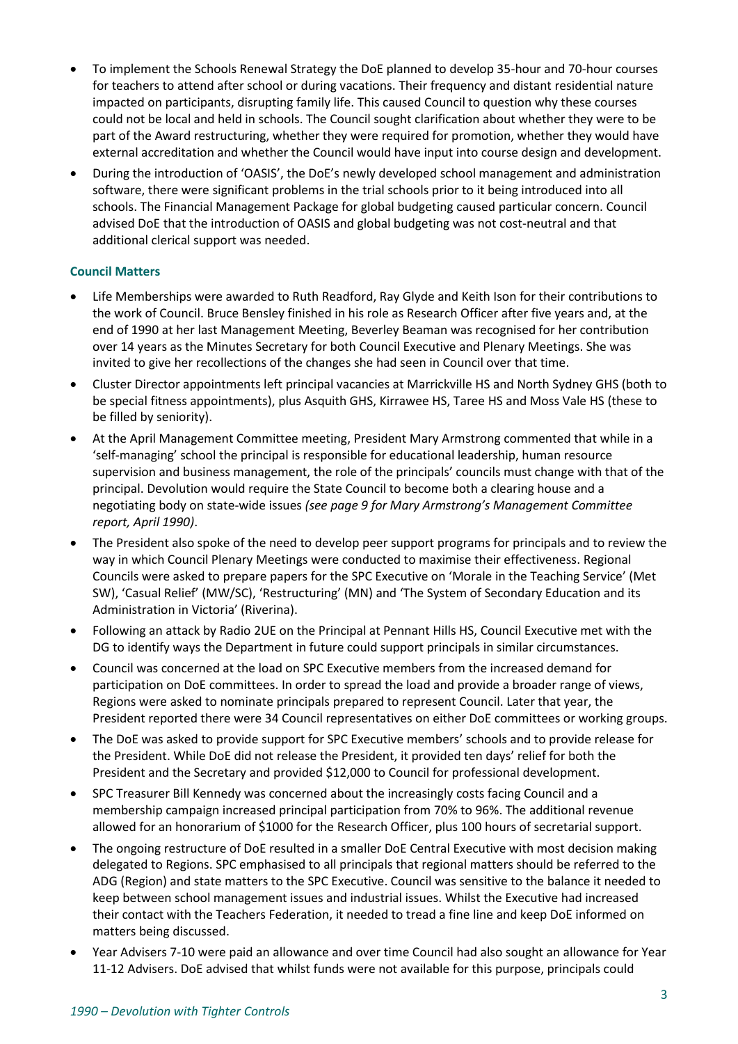- To implement the Schools Renewal Strategy the DoE planned to develop 35-hour and 70-hour courses for teachers to attend after school or during vacations. Their frequency and distant residential nature impacted on participants, disrupting family life. This caused Council to question why these courses could not be local and held in schools. The Council sought clarification about whether they were to be part of the Award restructuring, whether they were required for promotion, whether they would have external accreditation and whether the Council would have input into course design and development.
- During the introduction of 'OASIS', the DoE's newly developed school management and administration software, there were significant problems in the trial schools prior to it being introduced into all schools. The Financial Management Package for global budgeting caused particular concern. Council advised DoE that the introduction of OASIS and global budgeting was not cost-neutral and that additional clerical support was needed.

### Council Matters

- Life Memberships were awarded to Ruth Readford, Ray Glyde and Keith Ison for their contributions to the work of Council. Bruce Bensley finished in his role as Research Officer after five years and, at the end of 1990 at her last Management Meeting, Beverley Beaman was recognised for her contribution over 14 years as the Minutes Secretary for both Council Executive and Plenary Meetings. She was invited to give her recollections of the changes she had seen in Council over that time.
- Cluster Director appointments left principal vacancies at Marrickville HS and North Sydney GHS (both to be special fitness appointments), plus Asquith GHS, Kirrawee HS, Taree HS and Moss Vale HS (these to be filled by seniority).
- At the April Management Committee meeting, President Mary Armstrong commented that while in a 'self-managing' school the principal is responsible for educational leadership, human resource supervision and business management, the role of the principals' councils must change with that of the principal. Devolution would require the State Council to become both a clearing house and a negotiating body on state-wide issues *(see page 9 for Mary Armstrong's Management Committee report, April 1990)*.
- The President also spoke of the need to develop peer support programs for principals and to review the way in which Council Plenary Meetings were conducted to maximise their effectiveness. Regional Councils were asked to prepare papers for the SPC Executive on 'Morale in the Teaching Service' (Met SW), 'Casual Relief' (MW/SC), 'Restructuring' (MN) and 'The System of Secondary Education and its Administration in Victoria' (Riverina).
- Following an attack by Radio 2UE on the Principal at Pennant Hills HS, Council Executive met with the DG to identify ways the Department in future could support principals in similar circumstances.
- Council was concerned at the load on SPC Executive members from the increased demand for participation on DoE committees. In order to spread the load and provide a broader range of views, Regions were asked to nominate principals prepared to represent Council. Later that year, the President reported there were 34 Council representatives on either DoE committees or working groups.
- The DoE was asked to provide support for SPC Executive members' schools and to provide release for the President. While DoE did not release the President, it provided ten days' relief for both the President and the Secretary and provided $12,000 to Council for professional development.
- SPC Treasurer Bill Kennedy was concerned about the increasingly costs facing Council and a membership campaign increased principal participation from 70% to 96%. The additional revenue allowed for an honorarium of $1000 for the Research Officer, plus 100 hours of secretarial support.
- The ongoing restructure of DoE resulted in a smaller DoE Central Executive with most decision making delegated to Regions. SPC emphasised to all principals that regional matters should be referred to the ADG (Region) and state matters to the SPC Executive. Council was sensitive to the balance it needed to keep between school management issues and industrial issues. Whilst the Executive had increased their contact with the Teachers Federation, it needed to tread a fine line and keep DoE informed on matters being discussed.
- Year Advisers 7-10 were paid an allowance and over time Council had also sought an allowance for Year 11-12 Advisers. DoE advised that whilst funds were not available for this purpose, principals could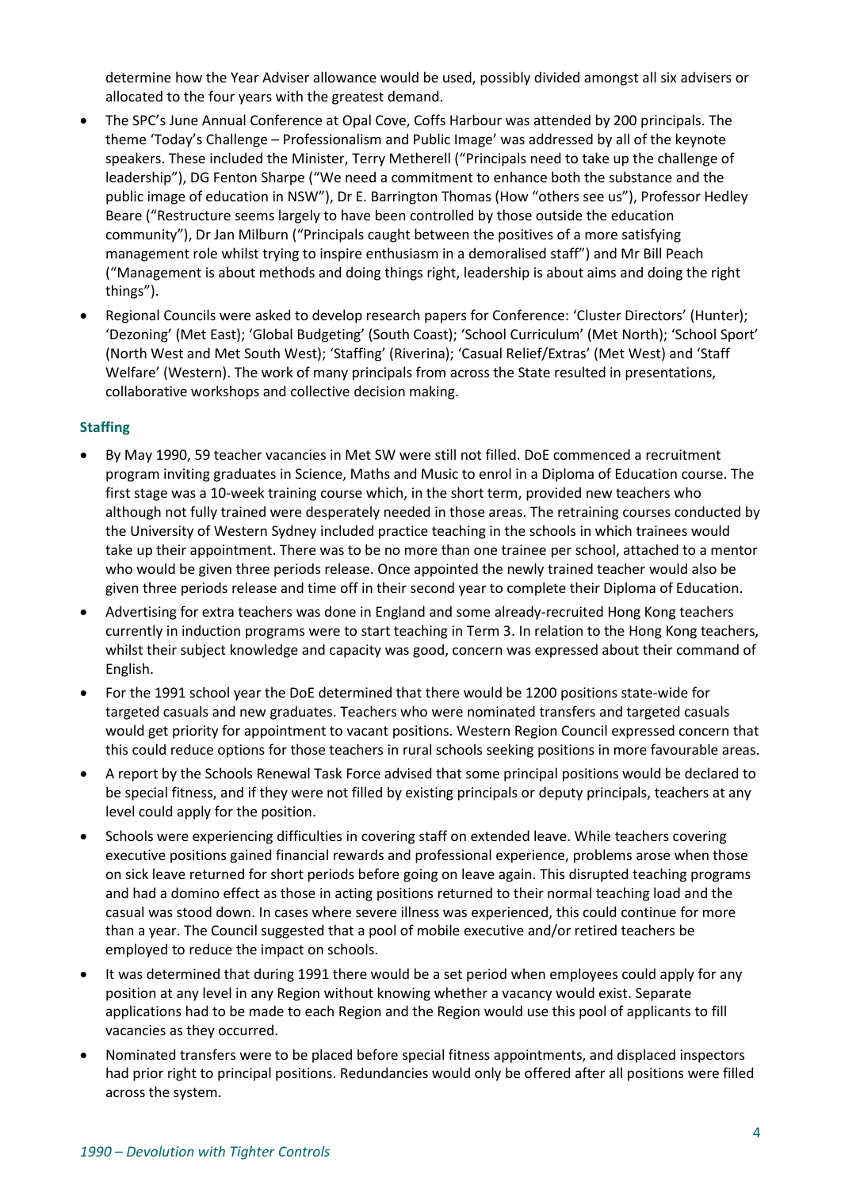determine how the Year Adviser allowance would be used, possibly divided amongst all six advisers or allocated to the four years with the greatest demand.

- The SPC's June Annual Conference at Opal Cove, Coffs Harbour was attended by 200 principals. The theme 'Today's Challenge – Professionalism and Public Image' was addressed by all of the keynote speakers. These included the Minister, Terry Metherell ("Principals need to take up the challenge of leadership"), DG Fenton Sharpe ("We need a commitment to enhance both the substance and the public image of education in NSW"), Dr E. Barrington Thomas (How "others see us"), Professor Hedley Beare ("Restructure seems largely to have been controlled by those outside the education community"), Dr Jan Milburn ("Principals caught between the positives of a more satisfying management role whilst trying to inspire enthusiasm in a demoralised staff") and Mr Bill Peach ("Management is about methods and doing things right, leadership is about aims and doing the right things").
- Regional Councils were asked to develop research papers for Conference: 'Cluster Directors' (Hunter); 'Dezoning' (Met East); 'Global Budgeting' (South Coast); 'School Curriculum' (Met North); 'School Sport' (North West and Met South West); 'Staffing' (Riverina); 'Casual Relief/Extras' (Met West) and 'Staff Welfare' (Western). The work of many principals from across the State resulted in presentations, collaborative workshops and collective decision making.

### Staffing

- By May 1990, 59 teacher vacancies in Met SW were still not filled. DoE commenced a recruitment program inviting graduates in Science, Maths and Music to enrol in a Diploma of Education course. The first stage was a 10-week training course which, in the short term, provided new teachers who although not fully trained were desperately needed in those areas. The retraining courses conducted by the University of Western Sydney included practice teaching in the schools in which trainees would take up their appointment. There was to be no more than one trainee per school, attached to a mentor who would be given three periods release. Once appointed the newly trained teacher would also be given three periods release and time off in their second year to complete their Diploma of Education.
- Advertising for extra teachers was done in England and some already-recruited Hong Kong teachers currently in induction programs were to start teaching in Term 3. In relation to the Hong Kong teachers, whilst their subject knowledge and capacity was good, concern was expressed about their command of English.
- For the 1991 school year the DoE determined that there would be 1200 positions state-wide for targeted casuals and new graduates. Teachers who were nominated transfers and targeted casuals would get priority for appointment to vacant positions. Western Region Council expressed concern that this could reduce options for those teachers in rural schools seeking positions in more favourable areas.
- A report by the Schools Renewal Task Force advised that some principal positions would be declared to be special fitness, and if they were not filled by existing principals or deputy principals, teachers at any level could apply for the position.
- Schools were experiencing difficulties in covering staff on extended leave. While teachers covering executive positions gained financial rewards and professional experience, problems arose when those on sick leave returned for short periods before going on leave again. This disrupted teaching programs and had a domino effect as those in acting positions returned to their normal teaching load and the casual was stood down. In cases where severe illness was experienced, this could continue for more than a year. The Council suggested that a pool of mobile executive and/or retired teachers be employed to reduce the impact on schools.
- It was determined that during 1991 there would be a set period when employees could apply for any position at any level in any Region without knowing whether a vacancy would exist. Separate applications had to be made to each Region and the Region would use this pool of applicants to fill vacancies as they occurred.
- Nominated transfers were to be placed before special fitness appointments, and displaced inspectors had prior right to principal positions. Redundancies would only be offered after all positions were filled across the system.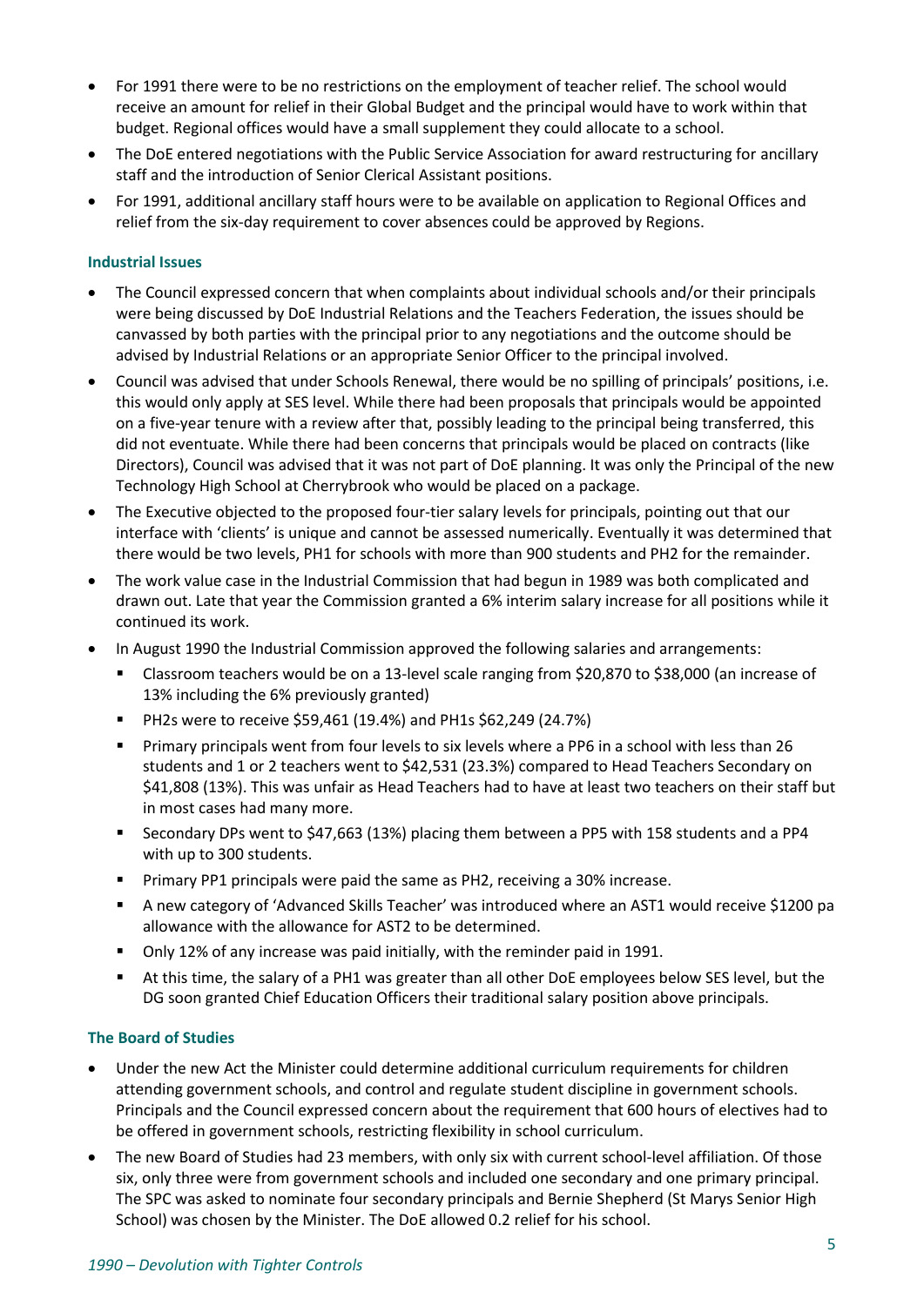- For 1991 there were to be no restrictions on the employment of teacher relief. The school would receive an amount for relief in their Global Budget and the principal would have to work within that budget. Regional offices would have a small supplement they could allocate to a school.
- The DoE entered negotiations with the Public Service Association for award restructuring for ancillary staff and the introduction of Senior Clerical Assistant positions.
- For 1991, additional ancillary staff hours were to be available on application to Regional Offices and relief from the six-day requirement to cover absences could be approved by Regions.

### Industrial Issues

- The Council expressed concern that when complaints about individual schools and/or their principals were being discussed by DoE Industrial Relations and the Teachers Federation, the issues should be canvassed by both parties with the principal prior to any negotiations and the outcome should be advised by Industrial Relations or an appropriate Senior Officer to the principal involved.
- Council was advised that under Schools Renewal, there would be no spilling of principals' positions, i.e. this would only apply at SES level. While there had been proposals that principals would be appointed on a five-year tenure with a review after that, possibly leading to the principal being transferred, this did not eventuate. While there had been concerns that principals would be placed on contracts (like Directors), Council was advised that it was not part of DoE planning. It was only the Principal of the new Technology High School at Cherrybrook who would be placed on a package.
- The Executive objected to the proposed four-tier salary levels for principals, pointing out that our interface with 'clients' is unique and cannot be assessed numerically. Eventually it was determined that there would be two levels, PH1 for schools with more than 900 students and PH2 for the remainder.
- The work value case in the Industrial Commission that had begun in 1989 was both complicated and drawn out. Late that year the Commission granted a 6% interim salary increase for all positions while it continued its work.
- In August 1990 the Industrial Commission approved the following salaries and arrangements:
  - Classroom teachers would be on a 13-level scale ranging from $20,870 to $38,000 (an increase of 13% including the 6% previously granted)
  - PH2s were to receive $59,461 (19.4%) and PH1s $62,249 (24.7%)
  - Primary principals went from four levels to six levels where a PP6 in a school with less than 26 students and 1 or 2 teachers went to $42,531 (23.3%) compared to Head Teachers Secondary on $41,808 (13%). This was unfair as Head Teachers had to have at least two teachers on their staff but in most cases had many more.
  - Secondary DPs went to $47,663 (13%) placing them between a PP5 with 158 students and a PP4 with up to 300 students.
  - Primary PP1 principals were paid the same as PH2, receiving a 30% increase.
  - A new category of 'Advanced Skills Teacher' was introduced where an AST1 would receive $1200 pa allowance with the allowance for AST2 to be determined.
  - Only 12% of any increase was paid initially, with the reminder paid in 1991.
  - At this time, the salary of a PH1 was greater than all other DoE employees below SES level, but the DG soon granted Chief Education Officers their traditional salary position above principals.

### The Board of Studies

- Under the new Act the Minister could determine additional curriculum requirements for children attending government schools, and control and regulate student discipline in government schools. Principals and the Council expressed concern about the requirement that 600 hours of electives had to be offered in government schools, restricting flexibility in school curriculum.
- The new Board of Studies had 23 members, with only six with current school-level affiliation. Of those six, only three were from government schools and included one secondary and one primary principal. The SPC was asked to nominate four secondary principals and Bernie Shepherd (St Marys Senior High School) was chosen by the Minister. The DoE allowed 0.2 relief for his school.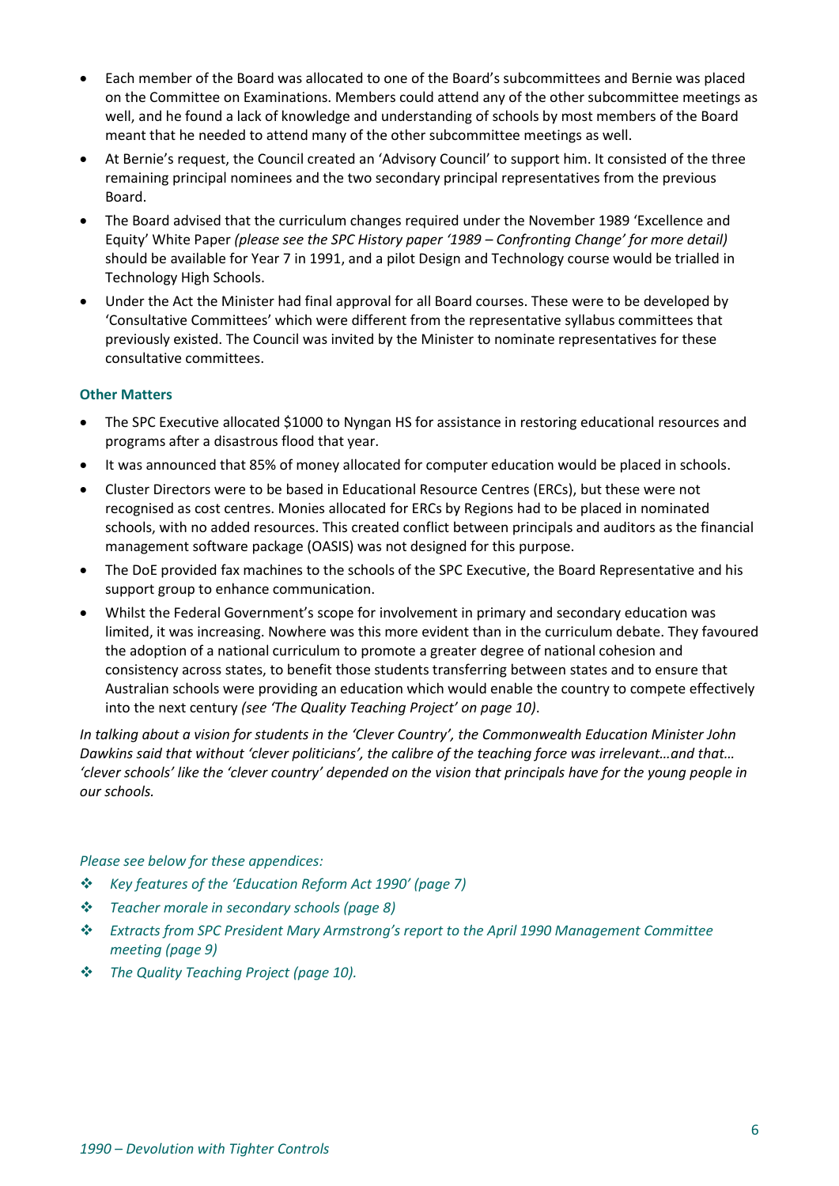- Each member of the Board was allocated to one of the Board's subcommittees and Bernie was placed on the Committee on Examinations. Members could attend any of the other subcommittee meetings as well, and he found a lack of knowledge and understanding of schools by most members of the Board meant that he needed to attend many of the other subcommittee meetings as well.
- At Bernie's request, the Council created an 'Advisory Council' to support him. It consisted of the three remaining principal nominees and the two secondary principal representatives from the previous Board.
- The Board advised that the curriculum changes required under the November 1989 'Excellence and Equity' White Paper *(please see the SPC History paper '1989 – Confronting Change' for more detail)* should be available for Year 7 in 1991, and a pilot Design and Technology course would be trialled in Technology High Schools.
- Under the Act the Minister had final approval for all Board courses. These were to be developed by 'Consultative Committees' which were different from the representative syllabus committees that previously existed. The Council was invited by the Minister to nominate representatives for these consultative committees.

### Other Matters

- The SPC Executive allocated $1000 to Nyngan HS for assistance in restoring educational resources and programs after a disastrous flood that year.
- It was announced that 85% of money allocated for computer education would be placed in schools.
- Cluster Directors were to be based in Educational Resource Centres (ERCs), but these were not recognised as cost centres. Monies allocated for ERCs by Regions had to be placed in nominated schools, with no added resources. This created conflict between principals and auditors as the financial management software package (OASIS) was not designed for this purpose.
- The DoE provided fax machines to the schools of the SPC Executive, the Board Representative and his support group to enhance communication.
- Whilst the Federal Government's scope for involvement in primary and secondary education was limited, it was increasing. Nowhere was this more evident than in the curriculum debate. They favoured the adoption of a national curriculum to promote a greater degree of national cohesion and consistency across states, to benefit those students transferring between states and to ensure that Australian schools were providing an education which would enable the country to compete effectively into the next century *(see 'The Quality Teaching Project' on page 10)*.

*In talking about a vision for students in the 'Clever Country', the Commonwealth Education Minister John Dawkins said that without 'clever politicians', the calibre of the teaching force was irrelevant…and that… 'clever schools' like the 'clever country' depended on the vision that principals have for the young people in our schools.*

*Please see below for these appendices:*

- *Key features of the 'Education Reform Act 1990' (page 7)*
- *Teacher morale in secondary schools (page 8)*
- *Extracts from SPC President Mary Armstrong's report to the April 1990 Management Committee meeting (page 9)*
- *The Quality Teaching Project (page 10).*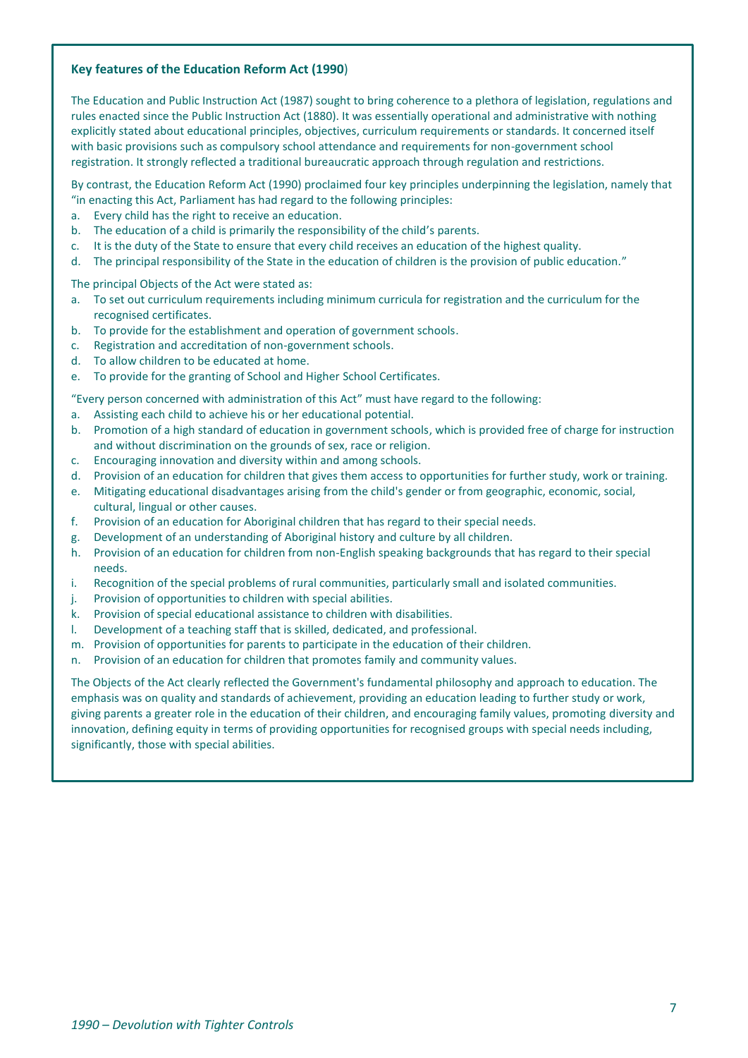**Key features of the Education Reform Act (1990)**

The Education and Public Instruction Act (1987) sought to bring coherence to a plethora of legislation, regulations and rules enacted since the Public Instruction Act (1880). It was essentially operational and administrative with nothing explicitly stated about educational principles, objectives, curriculum requirements or standards. It concerned itself with basic provisions such as compulsory school attendance and requirements for non-government school registration. It strongly reflected a traditional bureaucratic approach through regulation and restrictions.

By contrast, the Education Reform Act (1990) proclaimed four key principles underpinning the legislation, namely that "in enacting this Act, Parliament has had regard to the following principles:

a. Every child has the right to receive an education.
b. The education of a child is primarily the responsibility of the child's parents.
c. It is the duty of the State to ensure that every child receives an education of the highest quality.
d. The principal responsibility of the State in the education of children is the provision of public education."

The principal Objects of the Act were stated as:

a. To set out curriculum requirements including minimum curricula for registration and the curriculum for the recognised certificates.
b. To provide for the establishment and operation of government schools.
c. Registration and accreditation of non-government schools.
d. To allow children to be educated at home.
e. To provide for the granting of School and Higher School Certificates.

"Every person concerned with administration of this Act" must have regard to the following:

a. Assisting each child to achieve his or her educational potential.
b. Promotion of a high standard of education in government schools, which is provided free of charge for instruction and without discrimination on the grounds of sex, race or religion.
c. Encouraging innovation and diversity within and among schools.
d. Provision of an education for children that gives them access to opportunities for further study, work or training.
e. Mitigating educational disadvantages arising from the child's gender or from geographic, economic, social, cultural, lingual or other causes.
f. Provision of an education for Aboriginal children that has regard to their special needs.
g. Development of an understanding of Aboriginal history and culture by all children.
h. Provision of an education for children from non-English speaking backgrounds that has regard to their special needs.
i. Recognition of the special problems of rural communities, particularly small and isolated communities.
j. Provision of opportunities to children with special abilities.
k. Provision of special educational assistance to children with disabilities.
l. Development of a teaching staff that is skilled, dedicated, and professional.
m. Provision of opportunities for parents to participate in the education of their children.
n. Provision of an education for children that promotes family and community values.

The Objects of the Act clearly reflected the Government's fundamental philosophy and approach to education. The emphasis was on quality and standards of achievement, providing an education leading to further study or work, giving parents a greater role in the education of their children, and encouraging family values, promoting diversity and innovation, defining equity in terms of providing opportunities for recognised groups with special needs including, significantly, those with special abilities.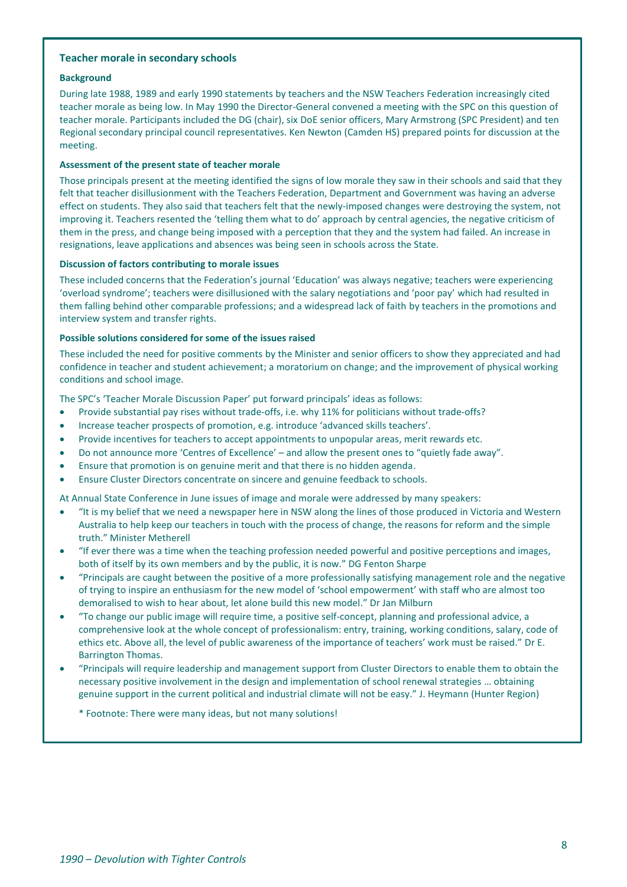## Teacher morale in secondary schools

### Background

During late 1988, 1989 and early 1990 statements by teachers and the NSW Teachers Federation increasingly cited teacher morale as being low. In May 1990 the Director-General convened a meeting with the SPC on this question of teacher morale. Participants included the DG (chair), six DoE senior officers, Mary Armstrong (SPC President) and ten Regional secondary principal council representatives. Ken Newton (Camden HS) prepared points for discussion at the meeting.

### Assessment of the present state of teacher morale

Those principals present at the meeting identified the signs of low morale they saw in their schools and said that they felt that teacher disillusionment with the Teachers Federation, Department and Government was having an adverse effect on students. They also said that teachers felt that the newly-imposed changes were destroying the system, not improving it. Teachers resented the 'telling them what to do' approach by central agencies, the negative criticism of them in the press, and change being imposed with a perception that they and the system had failed. An increase in resignations, leave applications and absences was being seen in schools across the State.

### Discussion of factors contributing to morale issues

These included concerns that the Federation's journal 'Education' was always negative; teachers were experiencing 'overload syndrome'; teachers were disillusioned with the salary negotiations and 'poor pay' which had resulted in them falling behind other comparable professions; and a widespread lack of faith by teachers in the promotions and interview system and transfer rights.

### Possible solutions considered for some of the issues raised

These included the need for positive comments by the Minister and senior officers to show they appreciated and had confidence in teacher and student achievement; a moratorium on change; and the improvement of physical working conditions and school image.

The SPC's 'Teacher Morale Discussion Paper' put forward principals' ideas as follows:

- Provide substantial pay rises without trade-offs, i.e. why 11% for politicians without trade-offs?
- Increase teacher prospects of promotion, e.g. introduce 'advanced skills teachers'.
- Provide incentives for teachers to accept appointments to unpopular areas, merit rewards etc.
- Do not announce more 'Centres of Excellence' – and allow the present ones to "quietly fade away".
- Ensure that promotion is on genuine merit and that there is no hidden agenda.
- Ensure Cluster Directors concentrate on sincere and genuine feedback to schools.

At Annual State Conference in June issues of image and morale were addressed by many speakers:

- "It is my belief that we need a newspaper here in NSW along the lines of those produced in Victoria and Western Australia to help keep our teachers in touch with the process of change, the reasons for reform and the simple truth." Minister Metherell
- "If ever there was a time when the teaching profession needed powerful and positive perceptions and images, both of itself by its own members and by the public, it is now." DG Fenton Sharpe
- "Principals are caught between the positive of a more professionally satisfying management role and the negative of trying to inspire an enthusiasm for the new model of 'school empowerment' with staff who are almost too demoralised to wish to hear about, let alone build this new model." Dr Jan Milburn
- "To change our public image will require time, a positive self-concept, planning and professional advice, a comprehensive look at the whole concept of professionalism: entry, training, working conditions, salary, code of ethics etc. Above all, the level of public awareness of the importance of teachers' work must be raised." Dr E. Barrington Thomas.
- "Principals will require leadership and management support from Cluster Directors to enable them to obtain the necessary positive involvement in the design and implementation of school renewal strategies … obtaining genuine support in the current political and industrial climate will not be easy." J. Heymann (Hunter Region)

  * Footnote: There were many ideas, but not many solutions!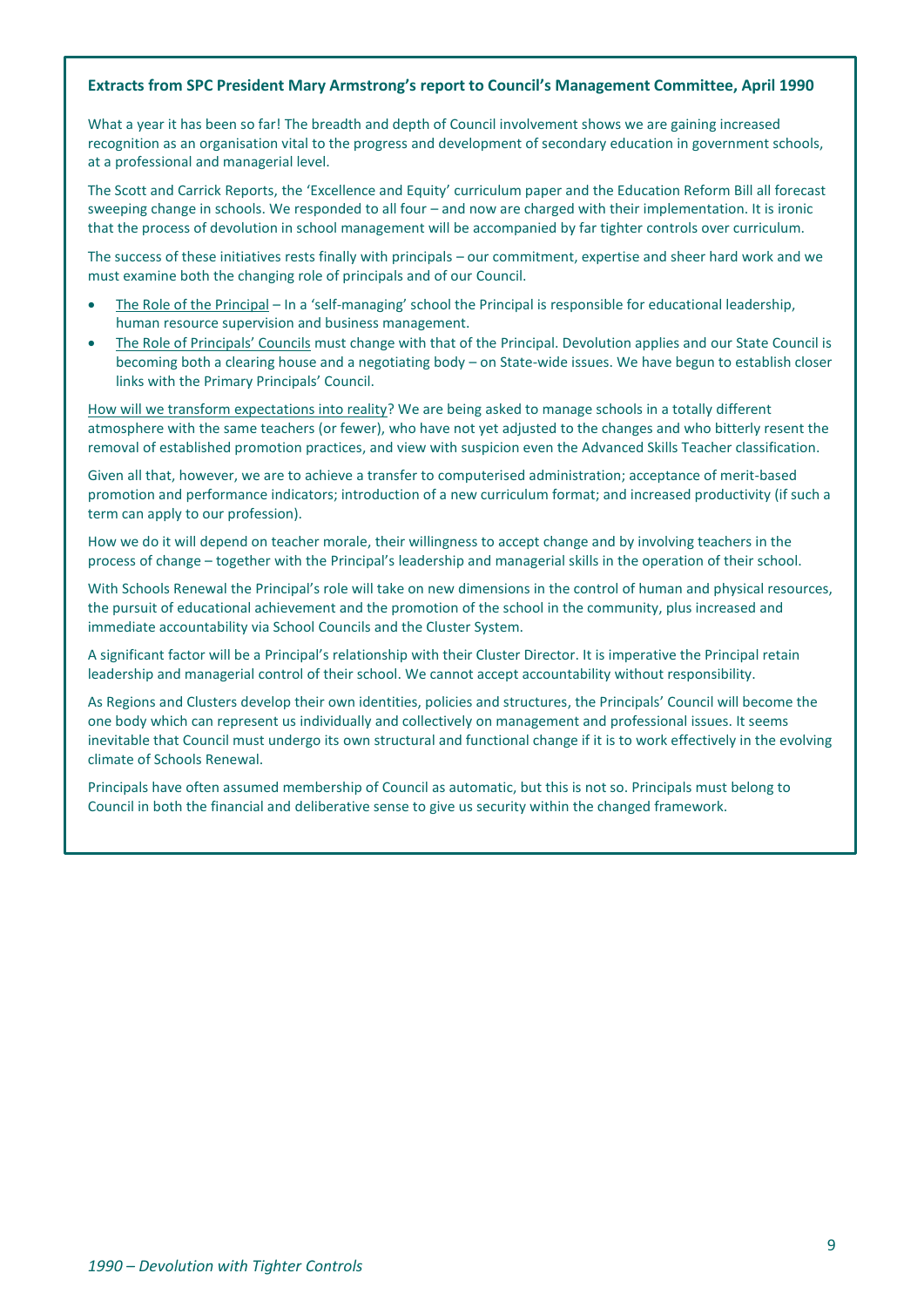**Extracts from SPC President Mary Armstrong's report to Council's Management Committee, April 1990**

What a year it has been so far! The breadth and depth of Council involvement shows we are gaining increased recognition as an organisation vital to the progress and development of secondary education in government schools, at a professional and managerial level.

The Scott and Carrick Reports, the 'Excellence and Equity' curriculum paper and the Education Reform Bill all forecast sweeping change in schools. We responded to all four – and now are charged with their implementation. It is ironic that the process of devolution in school management will be accompanied by far tighter controls over curriculum.

The success of these initiatives rests finally with principals – our commitment, expertise and sheer hard work and we must examine both the changing role of principals and of our Council.

- The Role of the Principal – In a 'self-managing' school the Principal is responsible for educational leadership, human resource supervision and business management.
- The Role of Principals' Councils must change with that of the Principal. Devolution applies and our State Council is becoming both a clearing house and a negotiating body – on State-wide issues. We have begun to establish closer links with the Primary Principals' Council.

How will we transform expectations into reality? We are being asked to manage schools in a totally different atmosphere with the same teachers (or fewer), who have not yet adjusted to the changes and who bitterly resent the removal of established promotion practices, and view with suspicion even the Advanced Skills Teacher classification.

Given all that, however, we are to achieve a transfer to computerised administration; acceptance of merit-based promotion and performance indicators; introduction of a new curriculum format; and increased productivity (if such a term can apply to our profession).

How we do it will depend on teacher morale, their willingness to accept change and by involving teachers in the process of change – together with the Principal's leadership and managerial skills in the operation of their school.

With Schools Renewal the Principal's role will take on new dimensions in the control of human and physical resources, the pursuit of educational achievement and the promotion of the school in the community, plus increased and immediate accountability via School Councils and the Cluster System.

A significant factor will be a Principal's relationship with their Cluster Director. It is imperative the Principal retain leadership and managerial control of their school. We cannot accept accountability without responsibility.

As Regions and Clusters develop their own identities, policies and structures, the Principals' Council will become the one body which can represent us individually and collectively on management and professional issues. It seems inevitable that Council must undergo its own structural and functional change if it is to work effectively in the evolving climate of Schools Renewal.

Principals have often assumed membership of Council as automatic, but this is not so. Principals must belong to Council in both the financial and deliberative sense to give us security within the changed framework.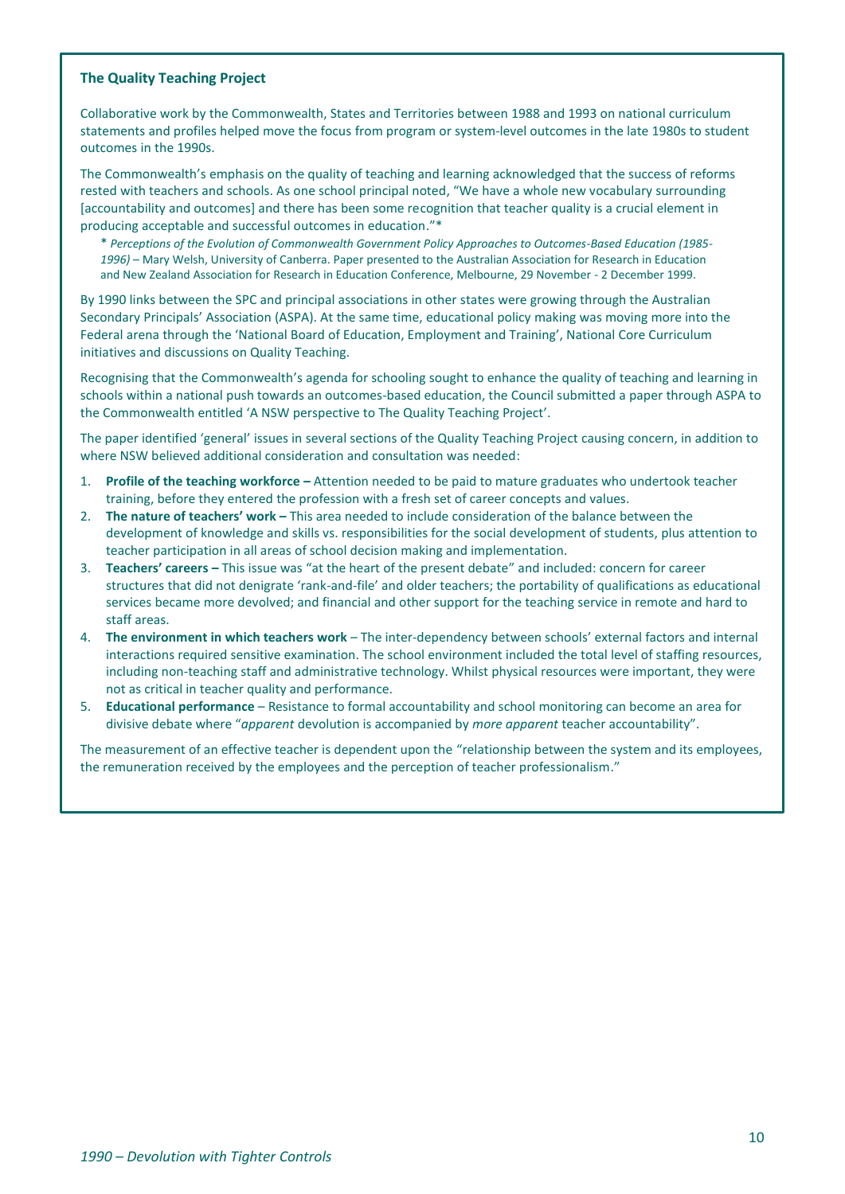### The Quality Teaching Project

Collaborative work by the Commonwealth, States and Territories between 1988 and 1993 on national curriculum statements and profiles helped move the focus from program or system-level outcomes in the late 1980s to student outcomes in the 1990s.

The Commonwealth's emphasis on the quality of teaching and learning acknowledged that the success of reforms rested with teachers and schools. As one school principal noted, "We have a whole new vocabulary surrounding [accountability and outcomes] and there has been some recognition that teacher quality is a crucial element in producing acceptable and successful outcomes in education."*

\* *Perceptions of the Evolution of Commonwealth Government Policy Approaches to Outcomes-Based Education (1985-1996)* – Mary Welsh, University of Canberra. Paper presented to the Australian Association for Research in Education and New Zealand Association for Research in Education Conference, Melbourne, 29 November - 2 December 1999.

By 1990 links between the SPC and principal associations in other states were growing through the Australian Secondary Principals' Association (ASPA). At the same time, educational policy making was moving more into the Federal arena through the 'National Board of Education, Employment and Training', National Core Curriculum initiatives and discussions on Quality Teaching.

Recognising that the Commonwealth's agenda for schooling sought to enhance the quality of teaching and learning in schools within a national push towards an outcomes-based education, the Council submitted a paper through ASPA to the Commonwealth entitled 'A NSW perspective to The Quality Teaching Project'.

The paper identified 'general' issues in several sections of the Quality Teaching Project causing concern, in addition to where NSW believed additional consideration and consultation was needed:

1. **Profile of the teaching workforce –** Attention needed to be paid to mature graduates who undertook teacher training, before they entered the profession with a fresh set of career concepts and values.
2. **The nature of teachers' work –** This area needed to include consideration of the balance between the development of knowledge and skills vs. responsibilities for the social development of students, plus attention to teacher participation in all areas of school decision making and implementation.
3. **Teachers' careers –** This issue was "at the heart of the present debate" and included: concern for career structures that did not denigrate 'rank-and-file' and older teachers; the portability of qualifications as educational services became more devolved; and financial and other support for the teaching service in remote and hard to staff areas.
4. **The environment in which teachers work** – The inter-dependency between schools' external factors and internal interactions required sensitive examination. The school environment included the total level of staffing resources, including non-teaching staff and administrative technology. Whilst physical resources were important, they were not as critical in teacher quality and performance.
5. **Educational performance** – Resistance to formal accountability and school monitoring can become an area for divisive debate where "*apparent* devolution is accompanied by *more apparent* teacher accountability".

The measurement of an effective teacher is dependent upon the "relationship between the system and its employees, the remuneration received by the employees and the perception of teacher professionalism."